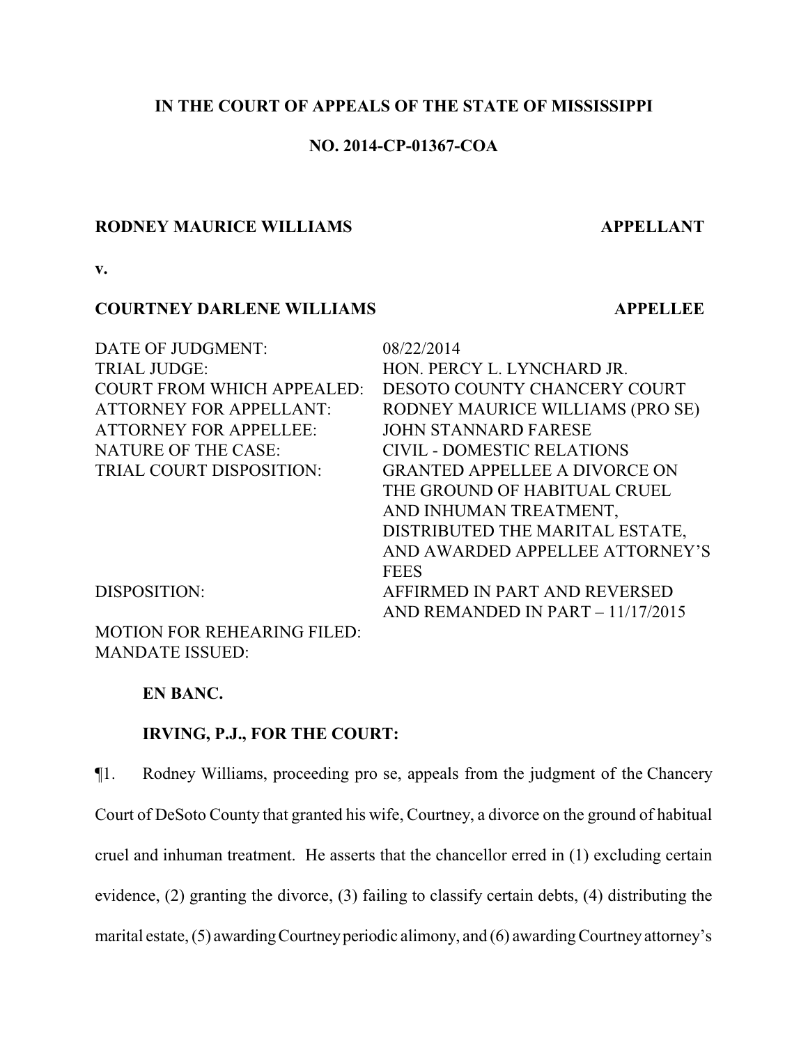**IN THE COURT OF APPEALS OF THE STATE OF MISSISSIPPI**

**NO. 2014-CP-01367-COA**

| | |
|---|---|
| **RODNEY MAURICE WILLIAMS** | **APPELLANT** |
| **v.** | |
| **COURTNEY DARLENE WILLIAMS** | **APPELLEE** |

| | |
|---|---|
| DATE OF JUDGMENT: | 08/22/2014 |
| TRIAL JUDGE: | HON. PERCY L. LYNCHARD JR. |
| COURT FROM WHICH APPEALED: | DESOTO COUNTY CHANCERY COURT |
| ATTORNEY FOR APPELLANT: | RODNEY MAURICE WILLIAMS (PRO SE) |
| ATTORNEY FOR APPELLEE: | JOHN STANNARD FARESE |
| NATURE OF THE CASE: | CIVIL - DOMESTIC RELATIONS |
| TRIAL COURT DISPOSITION: | GRANTED APPELLEE A DIVORCE ON THE GROUND OF HABITUAL CRUEL AND INHUMAN TREATMENT, DISTRIBUTED THE MARITAL ESTATE, AND AWARDED APPELLEE ATTORNEY'S FEES |
| DISPOSITION: | AFFIRMED IN PART AND REVERSED AND REMANDED IN PART – 11/17/2015 |
| MOTION FOR REHEARING FILED: | |
| MANDATE ISSUED: | |

**EN BANC.**

**IRVING, P.J., FOR THE COURT:**

¶1. Rodney Williams, proceeding pro se, appeals from the judgment of the Chancery Court of DeSoto County that granted his wife, Courtney, a divorce on the ground of habitual cruel and inhuman treatment. He asserts that the chancellor erred in (1) excluding certain evidence, (2) granting the divorce, (3) failing to classify certain debts, (4) distributing the marital estate, (5) awarding Courtney periodic alimony, and (6) awarding Courtney attorney's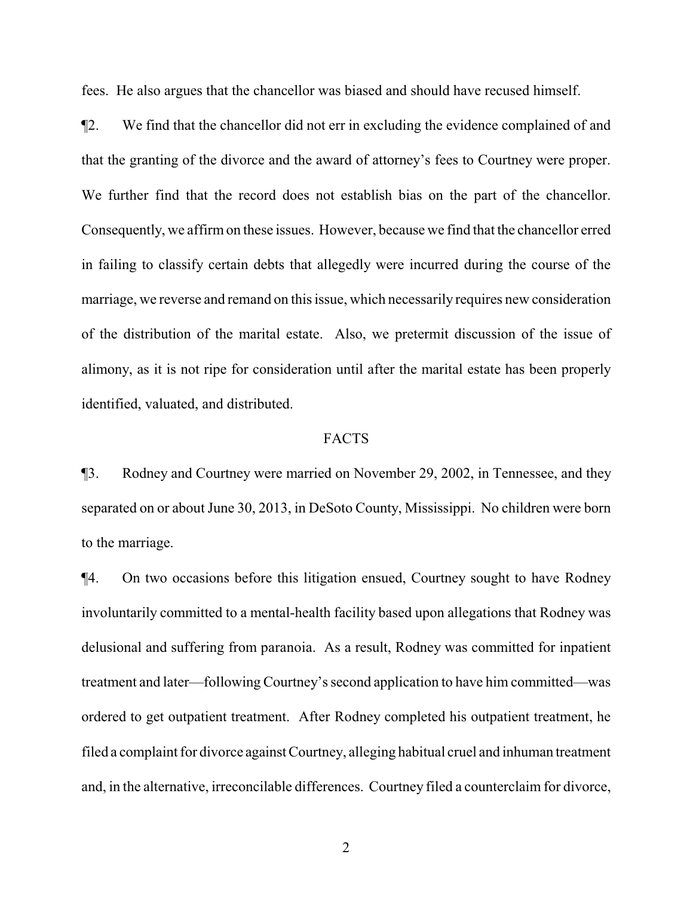fees. He also argues that the chancellor was biased and should have recused himself.

¶2. We find that the chancellor did not err in excluding the evidence complained of and that the granting of the divorce and the award of attorney's fees to Courtney were proper. We further find that the record does not establish bias on the part of the chancellor. Consequently, we affirm on these issues. However, because we find that the chancellor erred in failing to classify certain debts that allegedly were incurred during the course of the marriage, we reverse and remand on this issue, which necessarily requires new consideration of the distribution of the marital estate. Also, we pretermit discussion of the issue of alimony, as it is not ripe for consideration until after the marital estate has been properly identified, valuated, and distributed.

## FACTS

¶3. Rodney and Courtney were married on November 29, 2002, in Tennessee, and they separated on or about June 30, 2013, in DeSoto County, Mississippi. No children were born to the marriage.

¶4. On two occasions before this litigation ensued, Courtney sought to have Rodney involuntarily committed to a mental-health facility based upon allegations that Rodney was delusional and suffering from paranoia. As a result, Rodney was committed for inpatient treatment and later—following Courtney's second application to have him committed—was ordered to get outpatient treatment. After Rodney completed his outpatient treatment, he filed a complaint for divorce against Courtney, alleging habitual cruel and inhuman treatment and, in the alternative, irreconcilable differences. Courtney filed a counterclaim for divorce,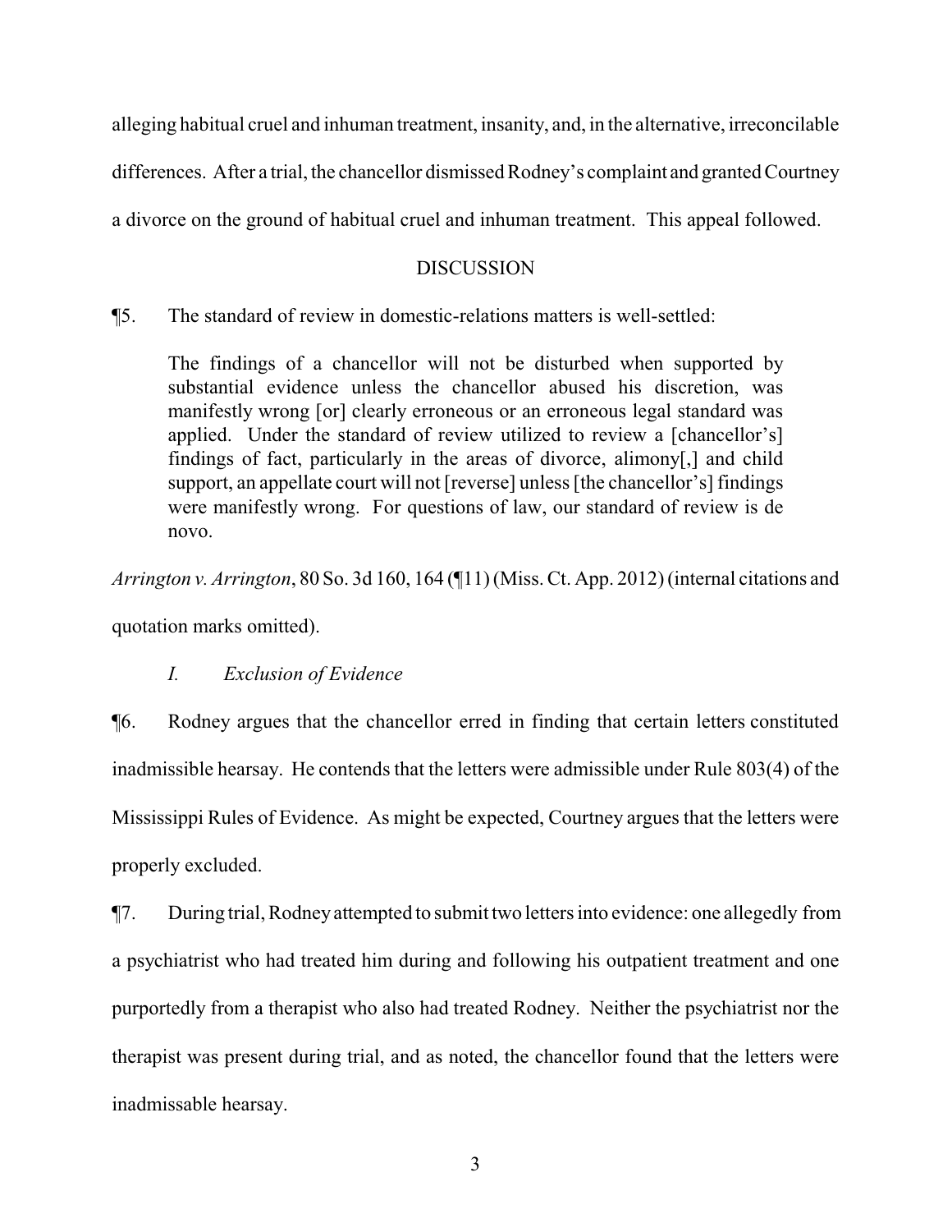alleging habitual cruel and inhuman treatment, insanity, and, in the alternative, irreconcilable differences. After a trial, the chancellor dismissed Rodney's complaint and granted Courtney a divorce on the ground of habitual cruel and inhuman treatment. This appeal followed.

## DISCUSSION

¶5. The standard of review in domestic-relations matters is well-settled:

> The findings of a chancellor will not be disturbed when supported by substantial evidence unless the chancellor abused his discretion, was manifestly wrong [or] clearly erroneous or an erroneous legal standard was applied. Under the standard of review utilized to review a [chancellor's] findings of fact, particularly in the areas of divorce, alimony[,] and child support, an appellate court will not [reverse] unless [the chancellor's] findings were manifestly wrong. For questions of law, our standard of review is de novo.

*Arrington v. Arrington*, 80 So. 3d 160, 164 (¶11) (Miss. Ct. App. 2012) (internal citations and quotation marks omitted).

### *I. Exclusion of Evidence*

¶6. Rodney argues that the chancellor erred in finding that certain letters constituted inadmissible hearsay. He contends that the letters were admissible under Rule 803(4) of the Mississippi Rules of Evidence. As might be expected, Courtney argues that the letters were properly excluded.

¶7. During trial, Rodney attempted to submit two letters into evidence: one allegedly from a psychiatrist who had treated him during and following his outpatient treatment and one purportedly from a therapist who also had treated Rodney. Neither the psychiatrist nor the therapist was present during trial, and as noted, the chancellor found that the letters were inadmissable hearsay.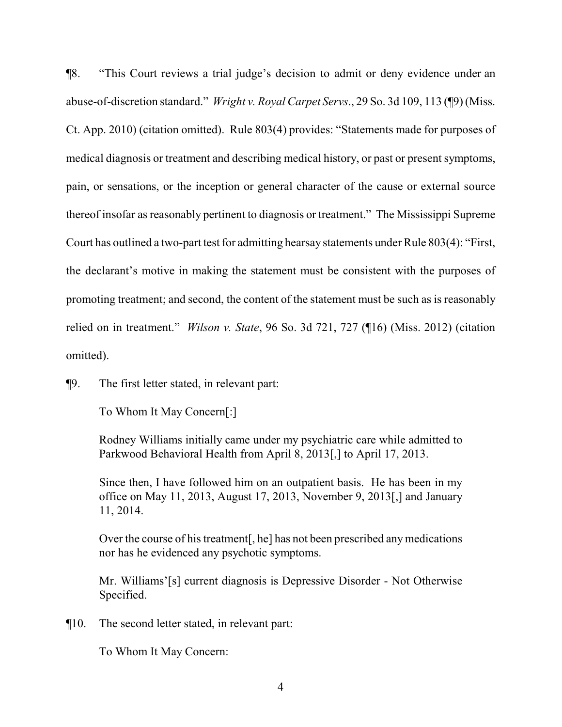¶8. "This Court reviews a trial judge's decision to admit or deny evidence under an abuse-of-discretion standard." *Wright v. Royal Carpet Servs*., 29 So. 3d 109, 113 (¶9) (Miss. Ct. App. 2010) (citation omitted). Rule 803(4) provides: "Statements made for purposes of medical diagnosis or treatment and describing medical history, or past or present symptoms, pain, or sensations, or the inception or general character of the cause or external source thereof insofar as reasonably pertinent to diagnosis or treatment." The Mississippi Supreme Court has outlined a two-part test for admitting hearsay statements under Rule 803(4): "First, the declarant's motive in making the statement must be consistent with the purposes of promoting treatment; and second, the content of the statement must be such as is reasonably relied on in treatment." *Wilson v. State*, 96 So. 3d 721, 727 (¶16) (Miss. 2012) (citation omitted).

¶9. The first letter stated, in relevant part:

> To Whom It May Concern[:]
>
> Rodney Williams initially came under my psychiatric care while admitted to Parkwood Behavioral Health from April 8, 2013[,] to April 17, 2013.
>
> Since then, I have followed him on an outpatient basis. He has been in my office on May 11, 2013, August 17, 2013, November 9, 2013[,] and January 11, 2014.
>
> Over the course of his treatment[, he] has not been prescribed any medications nor has he evidenced any psychotic symptoms.
>
> Mr. Williams'[s] current diagnosis is Depressive Disorder - Not Otherwise Specified.

¶10. The second letter stated, in relevant part:

> To Whom It May Concern: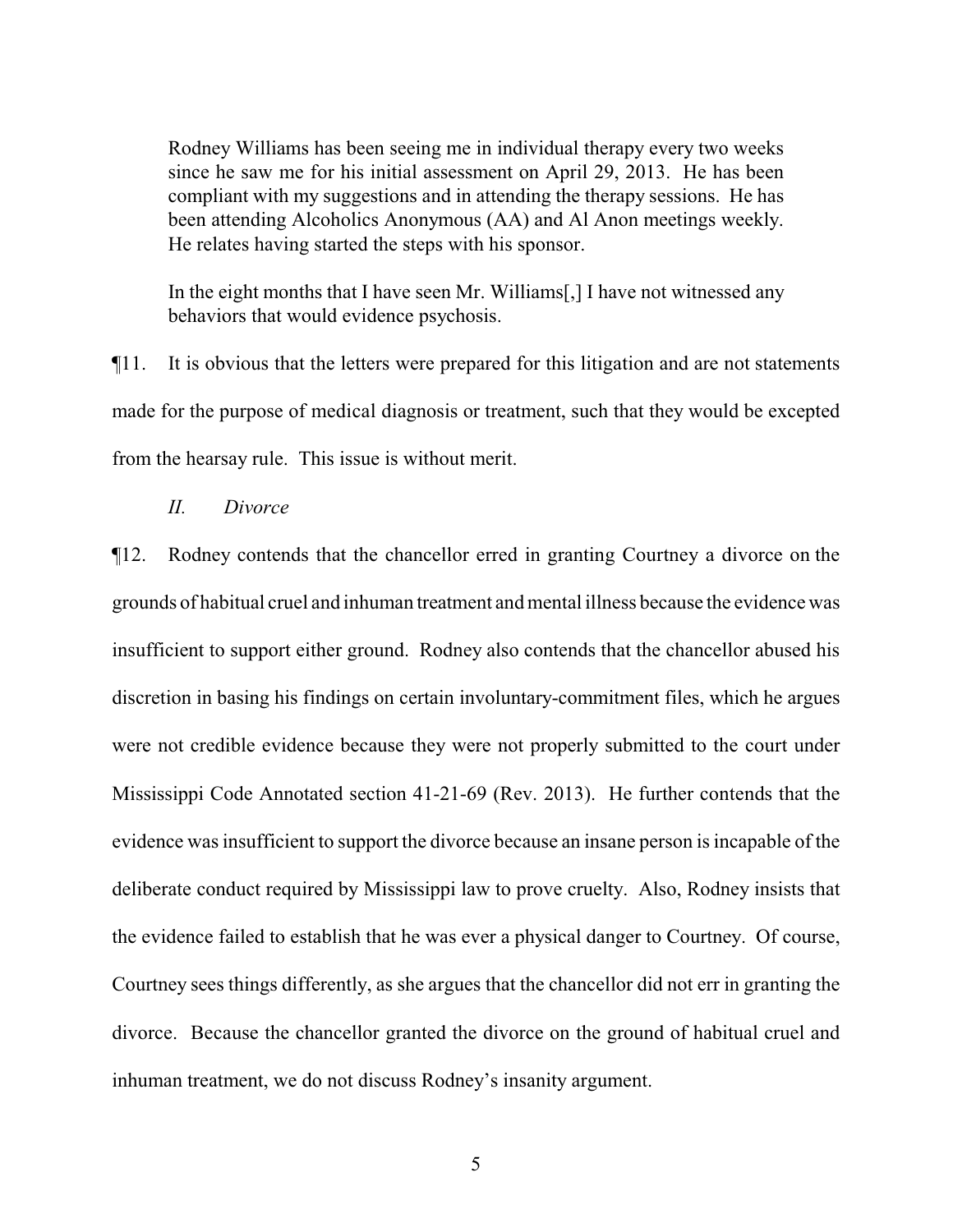> Rodney Williams has been seeing me in individual therapy every two weeks since he saw me for his initial assessment on April 29, 2013. He has been compliant with my suggestions and in attending the therapy sessions. He has been attending Alcoholics Anonymous (AA) and Al Anon meetings weekly. He relates having started the steps with his sponsor.
>
> In the eight months that I have seen Mr. Williams[,] I have not witnessed any behaviors that would evidence psychosis.

¶11. It is obvious that the letters were prepared for this litigation and are not statements made for the purpose of medical diagnosis or treatment, such that they would be excepted from the hearsay rule. This issue is without merit.

*II. Divorce*

¶12. Rodney contends that the chancellor erred in granting Courtney a divorce on the grounds of habitual cruel and inhuman treatment and mental illness because the evidence was insufficient to support either ground. Rodney also contends that the chancellor abused his discretion in basing his findings on certain involuntary-commitment files, which he argues were not credible evidence because they were not properly submitted to the court under Mississippi Code Annotated section 41-21-69 (Rev. 2013). He further contends that the evidence was insufficient to support the divorce because an insane person is incapable of the deliberate conduct required by Mississippi law to prove cruelty. Also, Rodney insists that the evidence failed to establish that he was ever a physical danger to Courtney. Of course, Courtney sees things differently, as she argues that the chancellor did not err in granting the divorce. Because the chancellor granted the divorce on the ground of habitual cruel and inhuman treatment, we do not discuss Rodney's insanity argument.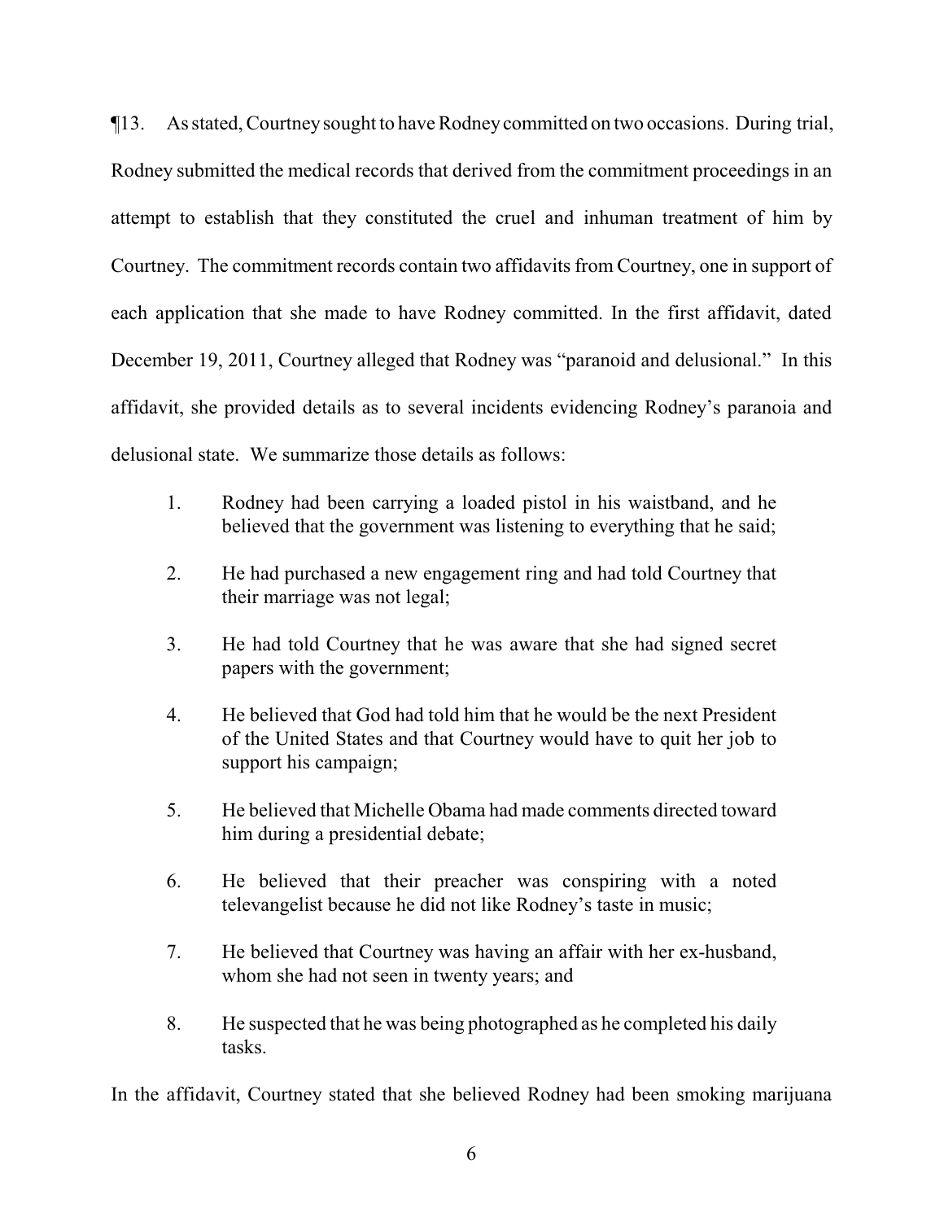¶13. As stated, Courtney sought to have Rodney committed on two occasions. During trial, Rodney submitted the medical records that derived from the commitment proceedings in an attempt to establish that they constituted the cruel and inhuman treatment of him by Courtney. The commitment records contain two affidavits from Courtney, one in support of each application that she made to have Rodney committed. In the first affidavit, dated December 19, 2011, Courtney alleged that Rodney was "paranoid and delusional." In this affidavit, she provided details as to several incidents evidencing Rodney's paranoia and delusional state. We summarize those details as follows:

1. Rodney had been carrying a loaded pistol in his waistband, and he believed that the government was listening to everything that he said;

2. He had purchased a new engagement ring and had told Courtney that their marriage was not legal;

3. He had told Courtney that he was aware that she had signed secret papers with the government;

4. He believed that God had told him that he would be the next President of the United States and that Courtney would have to quit her job to support his campaign;

5. He believed that Michelle Obama had made comments directed toward him during a presidential debate;

6. He believed that their preacher was conspiring with a noted televangelist because he did not like Rodney's taste in music;

7. He believed that Courtney was having an affair with her ex-husband, whom she had not seen in twenty years; and

8. He suspected that he was being photographed as he completed his daily tasks.

In the affidavit, Courtney stated that she believed Rodney had been smoking marijuana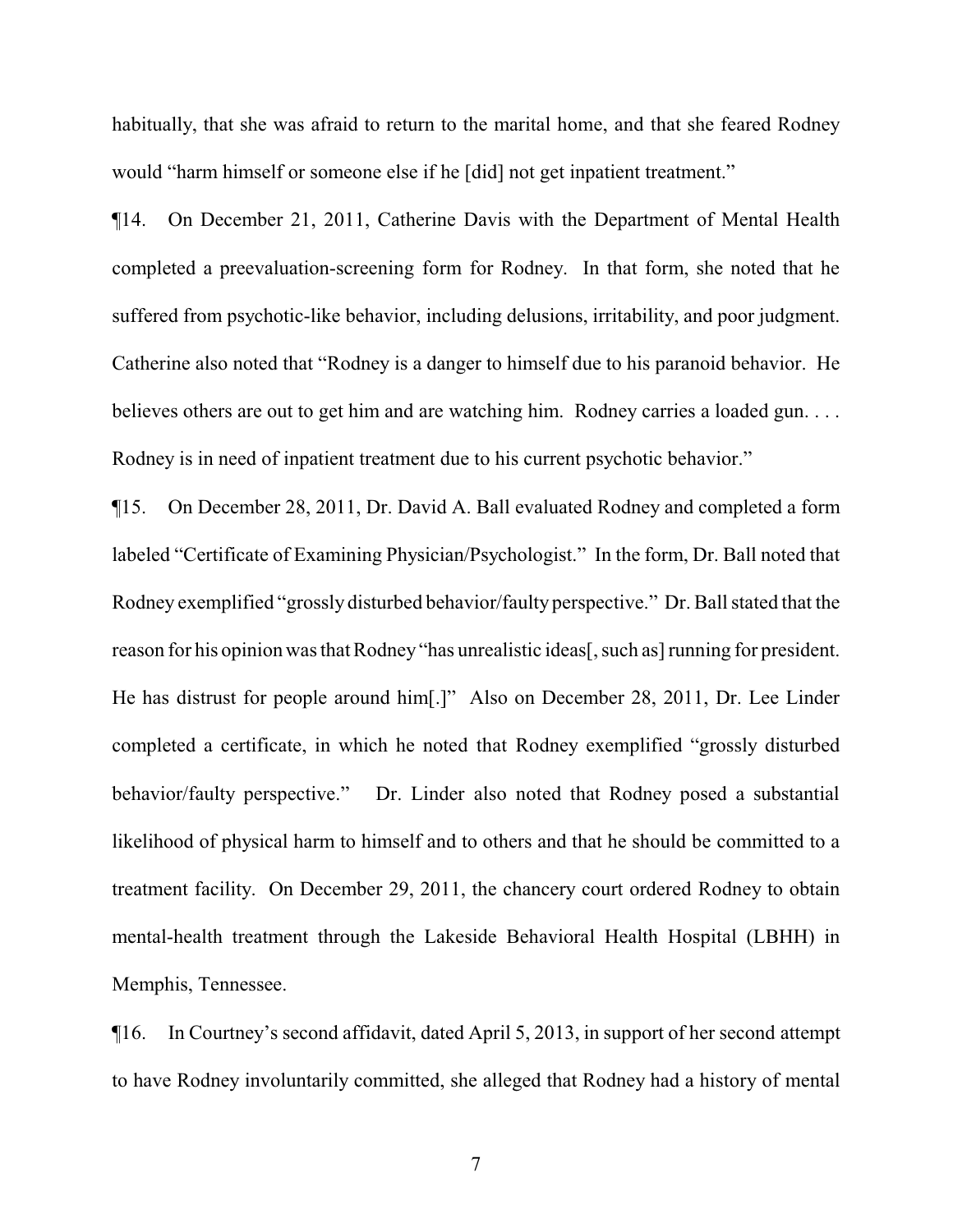habitually, that she was afraid to return to the marital home, and that she feared Rodney would "harm himself or someone else if he [did] not get inpatient treatment."

¶14. On December 21, 2011, Catherine Davis with the Department of Mental Health completed a preevaluation-screening form for Rodney. In that form, she noted that he suffered from psychotic-like behavior, including delusions, irritability, and poor judgment. Catherine also noted that "Rodney is a danger to himself due to his paranoid behavior. He believes others are out to get him and are watching him. Rodney carries a loaded gun. . . . Rodney is in need of inpatient treatment due to his current psychotic behavior."

¶15. On December 28, 2011, Dr. David A. Ball evaluated Rodney and completed a form labeled "Certificate of Examining Physician/Psychologist." In the form, Dr. Ball noted that Rodney exemplified "grossly disturbed behavior/faulty perspective." Dr. Ball stated that the reason for his opinion was that Rodney "has unrealistic ideas[, such as] running for president. He has distrust for people around him[.]" Also on December 28, 2011, Dr. Lee Linder completed a certificate, in which he noted that Rodney exemplified "grossly disturbed behavior/faulty perspective." Dr. Linder also noted that Rodney posed a substantial likelihood of physical harm to himself and to others and that he should be committed to a treatment facility. On December 29, 2011, the chancery court ordered Rodney to obtain mental-health treatment through the Lakeside Behavioral Health Hospital (LBHH) in Memphis, Tennessee.

¶16. In Courtney's second affidavit, dated April 5, 2013, in support of her second attempt to have Rodney involuntarily committed, she alleged that Rodney had a history of mental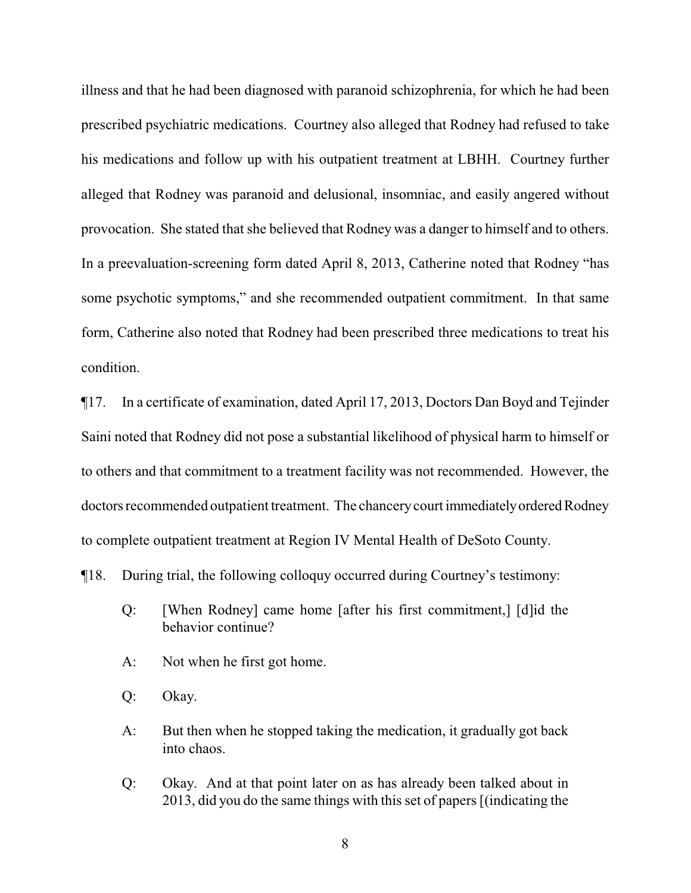illness and that he had been diagnosed with paranoid schizophrenia, for which he had been prescribed psychiatric medications. Courtney also alleged that Rodney had refused to take his medications and follow up with his outpatient treatment at LBHH. Courtney further alleged that Rodney was paranoid and delusional, insomniac, and easily angered without provocation. She stated that she believed that Rodney was a danger to himself and to others. In a preevaluation-screening form dated April 8, 2013, Catherine noted that Rodney "has some psychotic symptoms," and she recommended outpatient commitment. In that same form, Catherine also noted that Rodney had been prescribed three medications to treat his condition.

¶17. In a certificate of examination, dated April 17, 2013, Doctors Dan Boyd and Tejinder Saini noted that Rodney did not pose a substantial likelihood of physical harm to himself or to others and that commitment to a treatment facility was not recommended. However, the doctors recommended outpatient treatment. The chancery court immediately ordered Rodney to complete outpatient treatment at Region IV Mental Health of DeSoto County.

¶18. During trial, the following colloquy occurred during Courtney's testimony:

> Q: [When Rodney] came home [after his first commitment,] [d]id the behavior continue?
>
> A: Not when he first got home.
>
> Q: Okay.
>
> A: But then when he stopped taking the medication, it gradually got back into chaos.
>
> Q: Okay. And at that point later on as has already been talked about in 2013, did you do the same things with this set of papers [(indicating the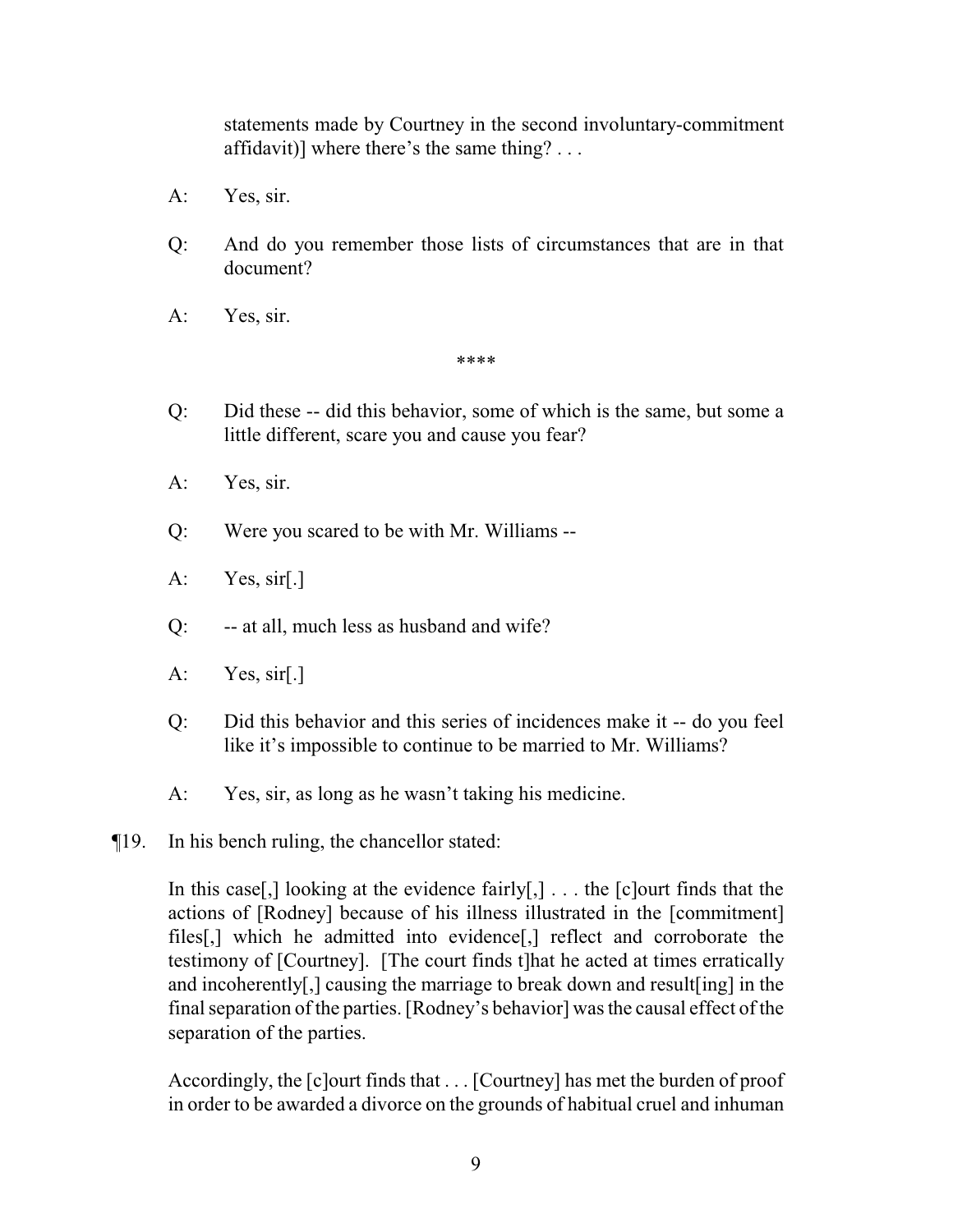statements made by Courtney in the second involuntary-commitment affidavit)] where there's the same thing? . . .

A: Yes, sir.

Q: And do you remember those lists of circumstances that are in that document?

A: Yes, sir.

****

Q: Did these -- did this behavior, some of which is the same, but some a little different, scare you and cause you fear?

A: Yes, sir.

Q: Were you scared to be with Mr. Williams --

A: Yes, sir[.]

Q: -- at all, much less as husband and wife?

A: Yes, sir[.]

Q: Did this behavior and this series of incidences make it -- do you feel like it's impossible to continue to be married to Mr. Williams?

A: Yes, sir, as long as he wasn't taking his medicine.

¶19. In his bench ruling, the chancellor stated:

> In this case[,] looking at the evidence fairly[,] . . . the [c]ourt finds that the actions of [Rodney] because of his illness illustrated in the [commitment] files[,] which he admitted into evidence[,] reflect and corroborate the testimony of [Courtney]. [The court finds t]hat he acted at times erratically and incoherently[,] causing the marriage to break down and result[ing] in the final separation of the parties. [Rodney's behavior] was the causal effect of the separation of the parties.
>
> Accordingly, the [c]ourt finds that . . . [Courtney] has met the burden of proof in order to be awarded a divorce on the grounds of habitual cruel and inhuman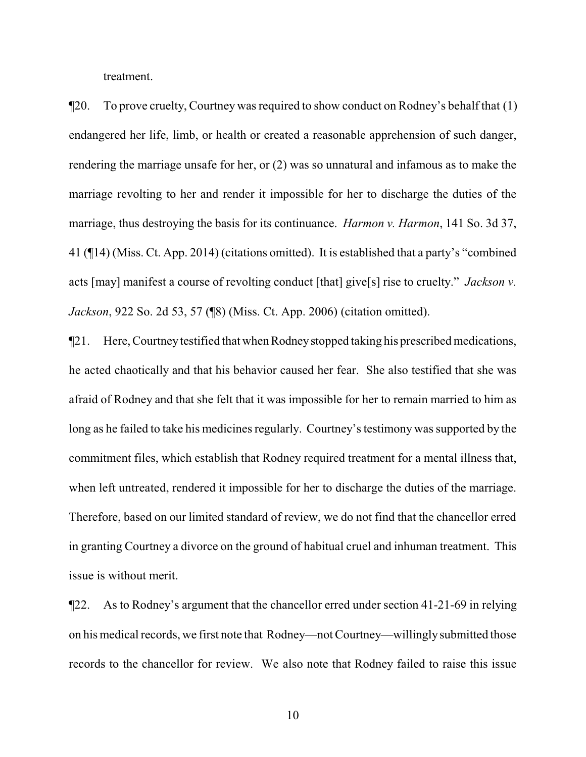treatment.

¶20. To prove cruelty, Courtney was required to show conduct on Rodney's behalf that (1) endangered her life, limb, or health or created a reasonable apprehension of such danger, rendering the marriage unsafe for her, or (2) was so unnatural and infamous as to make the marriage revolting to her and render it impossible for her to discharge the duties of the marriage, thus destroying the basis for its continuance. *Harmon v. Harmon*, 141 So. 3d 37, 41 (¶14) (Miss. Ct. App. 2014) (citations omitted). It is established that a party's "combined acts [may] manifest a course of revolting conduct [that] give[s] rise to cruelty." *Jackson v. Jackson*, 922 So. 2d 53, 57 (¶8) (Miss. Ct. App. 2006) (citation omitted).

¶21. Here, Courtney testified that when Rodney stopped taking his prescribed medications, he acted chaotically and that his behavior caused her fear. She also testified that she was afraid of Rodney and that she felt that it was impossible for her to remain married to him as long as he failed to take his medicines regularly. Courtney's testimony was supported by the commitment files, which establish that Rodney required treatment for a mental illness that, when left untreated, rendered it impossible for her to discharge the duties of the marriage. Therefore, based on our limited standard of review, we do not find that the chancellor erred in granting Courtney a divorce on the ground of habitual cruel and inhuman treatment. This issue is without merit.

¶22. As to Rodney's argument that the chancellor erred under section 41-21-69 in relying on his medical records, we first note that Rodney—not Courtney—willingly submitted those records to the chancellor for review. We also note that Rodney failed to raise this issue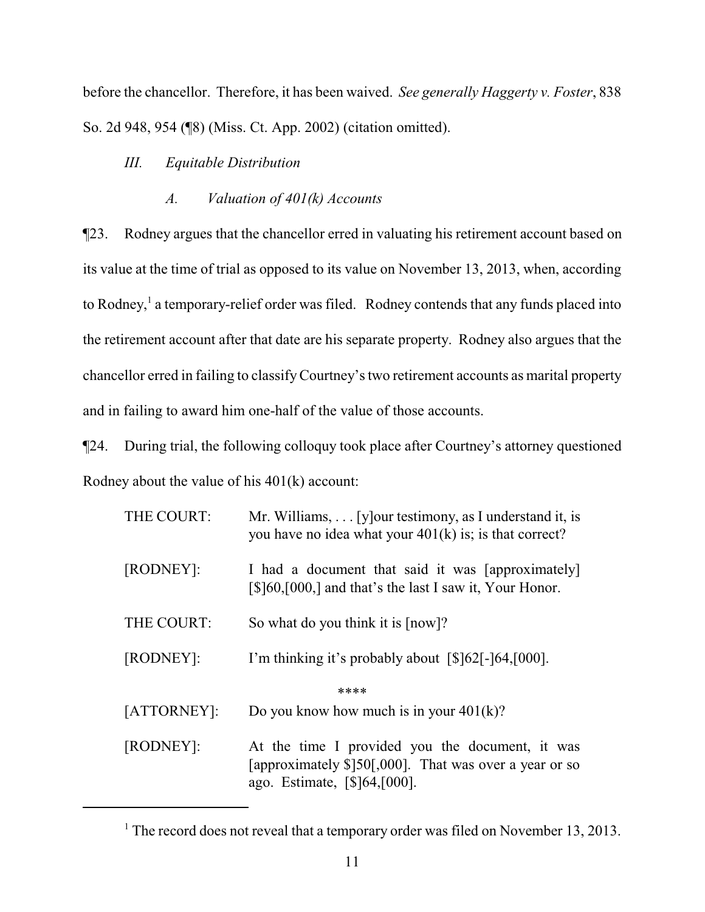before the chancellor. Therefore, it has been waived. *See generally Haggerty v. Foster*, 838 So. 2d 948, 954 (¶8) (Miss. Ct. App. 2002) (citation omitted).

*III. Equitable Distribution*

*A. Valuation of 401(k) Accounts*

¶23. Rodney argues that the chancellor erred in valuating his retirement account based on its value at the time of trial as opposed to its value on November 13, 2013, when, according to Rodney,[1] a temporary-relief order was filed. Rodney contends that any funds placed into the retirement account after that date are his separate property. Rodney also argues that the chancellor erred in failing to classify Courtney's two retirement accounts as marital property and in failing to award him one-half of the value of those accounts.

¶24. During trial, the following colloquy took place after Courtney's attorney questioned Rodney about the value of his 401(k) account:

> THE COURT: Mr. Williams, . . . [y]our testimony, as I understand it, is you have no idea what your 401(k) is; is that correct?
>
> [RODNEY]: I had a document that said it was [approximately] [$]60,[000,] and that's the last I saw it, Your Honor.
>
> THE COURT: So what do you think it is [now]?
>
> [RODNEY]: I'm thinking it's probably about [$]62[-]64,[000].
>
> \*\*\*\*
>
> [ATTORNEY]: Do you know how much is in your 401(k)?
>
> [RODNEY]: At the time I provided you the document, it was [approximately $]50[,000]. That was over a year or so ago. Estimate, [$]64,[000].

---

[1] The record does not reveal that a temporary order was filed on November 13, 2013.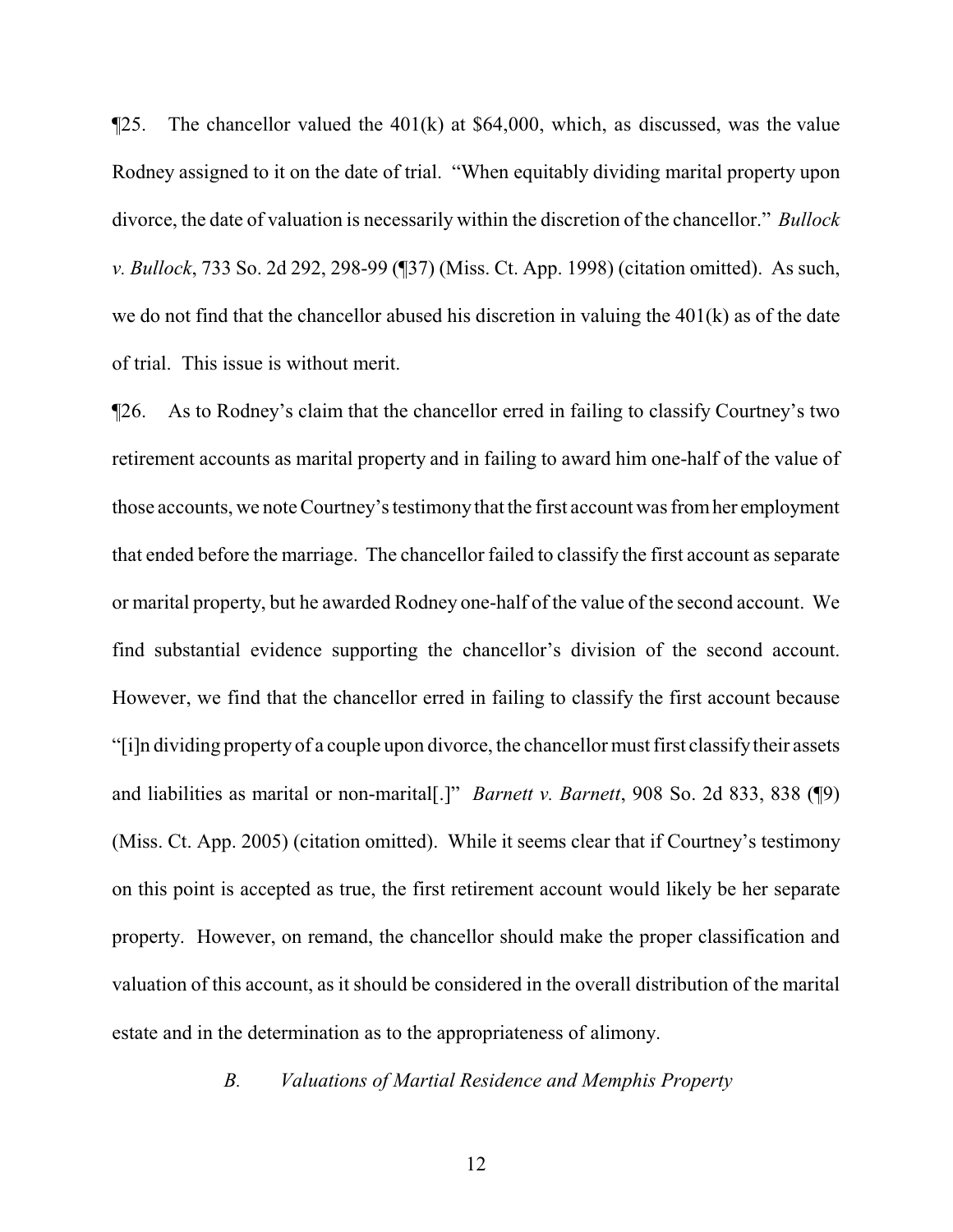¶25. The chancellor valued the 401(k) at $64,000, which, as discussed, was the value Rodney assigned to it on the date of trial. "When equitably dividing marital property upon divorce, the date of valuation is necessarily within the discretion of the chancellor." *Bullock v. Bullock*, 733 So. 2d 292, 298-99 (¶37) (Miss. Ct. App. 1998) (citation omitted). As such, we do not find that the chancellor abused his discretion in valuing the 401(k) as of the date of trial. This issue is without merit.

¶26. As to Rodney's claim that the chancellor erred in failing to classify Courtney's two retirement accounts as marital property and in failing to award him one-half of the value of those accounts, we note Courtney's testimony that the first account was from her employment that ended before the marriage. The chancellor failed to classify the first account as separate or marital property, but he awarded Rodney one-half of the value of the second account. We find substantial evidence supporting the chancellor's division of the second account. However, we find that the chancellor erred in failing to classify the first account because "[i]n dividing property of a couple upon divorce, the chancellor must first classify their assets and liabilities as marital or non-marital[.]" *Barnett v. Barnett*, 908 So. 2d 833, 838 (¶9) (Miss. Ct. App. 2005) (citation omitted). While it seems clear that if Courtney's testimony on this point is accepted as true, the first retirement account would likely be her separate property. However, on remand, the chancellor should make the proper classification and valuation of this account, as it should be considered in the overall distribution of the marital estate and in the determination as to the appropriateness of alimony.

### *B. Valuations of Martial Residence and Memphis Property*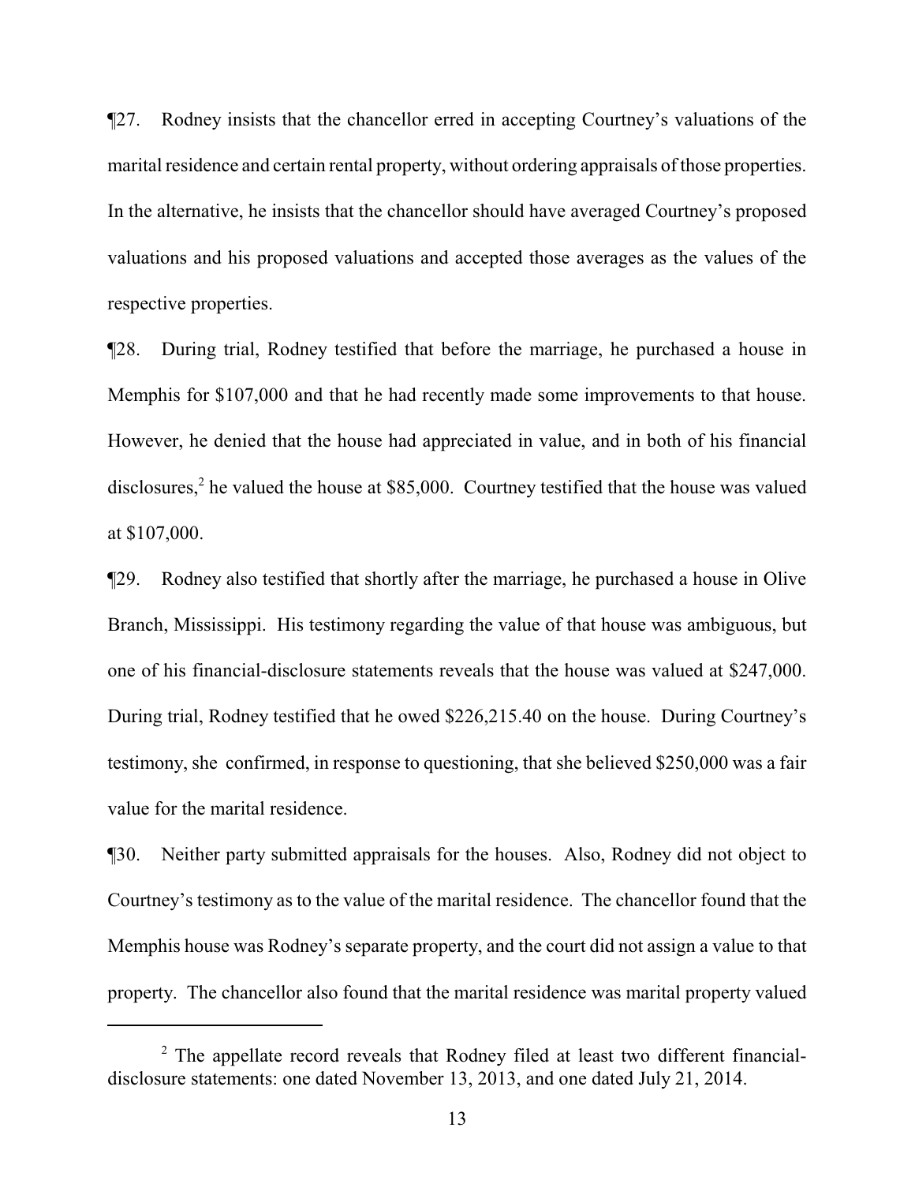¶27. Rodney insists that the chancellor erred in accepting Courtney's valuations of the marital residence and certain rental property, without ordering appraisals of those properties. In the alternative, he insists that the chancellor should have averaged Courtney's proposed valuations and his proposed valuations and accepted those averages as the values of the respective properties.

¶28. During trial, Rodney testified that before the marriage, he purchased a house in Memphis for $107,000 and that he had recently made some improvements to that house. However, he denied that the house had appreciated in value, and in both of his financial disclosures,[2] he valued the house at $85,000. Courtney testified that the house was valued at $107,000.

¶29. Rodney also testified that shortly after the marriage, he purchased a house in Olive Branch, Mississippi. His testimony regarding the value of that house was ambiguous, but one of his financial-disclosure statements reveals that the house was valued at $247,000. During trial, Rodney testified that he owed $226,215.40 on the house. During Courtney's testimony, she confirmed, in response to questioning, that she believed $250,000 was a fair value for the marital residence.

¶30. Neither party submitted appraisals for the houses. Also, Rodney did not object to Courtney's testimony as to the value of the marital residence. The chancellor found that the Memphis house was Rodney's separate property, and the court did not assign a value to that property. The chancellor also found that the marital residence was marital property valued

[2] The appellate record reveals that Rodney filed at least two different financial-disclosure statements: one dated November 13, 2013, and one dated July 21, 2014.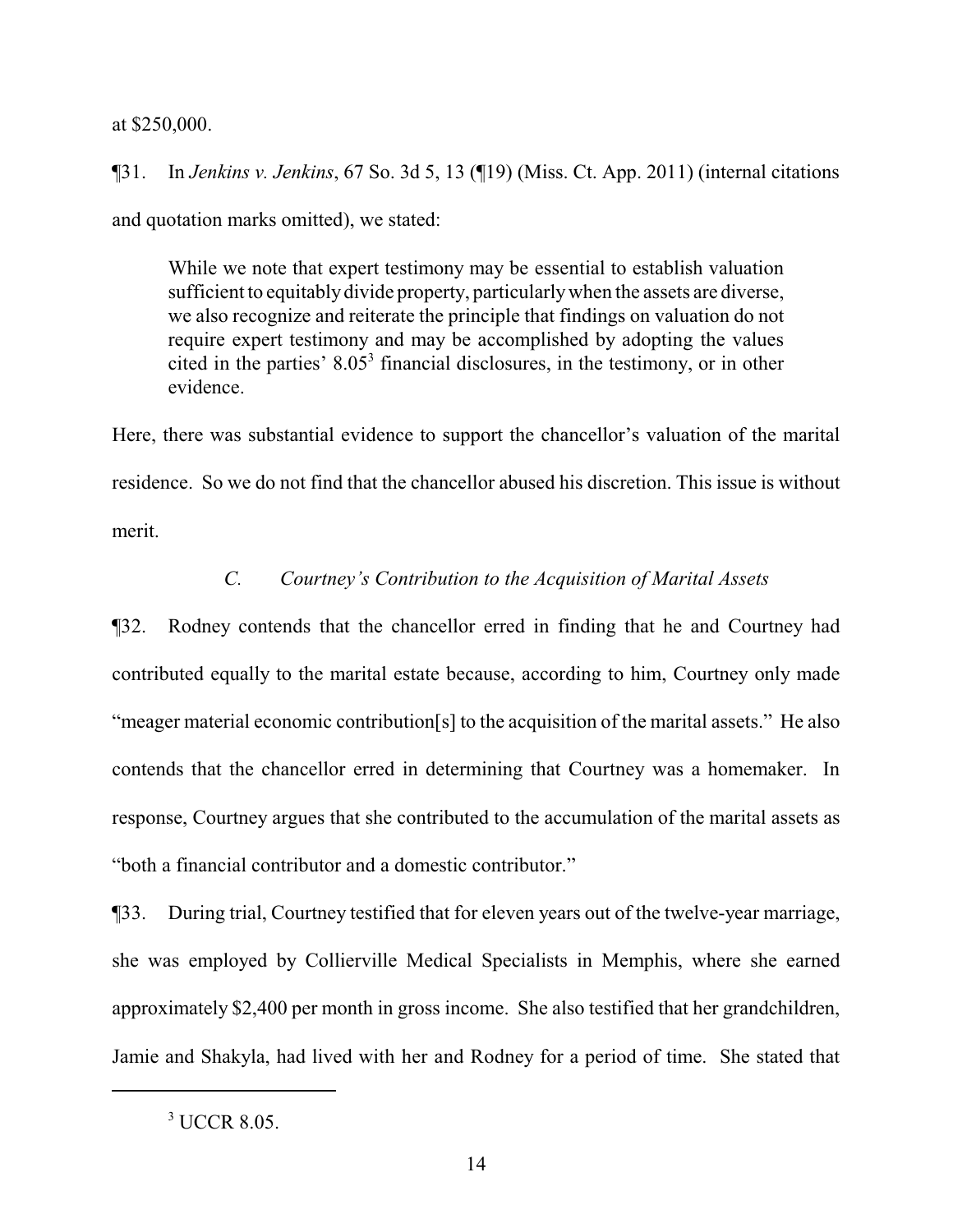at $250,000.

¶31. In *Jenkins v. Jenkins*, 67 So. 3d 5, 13 (¶19) (Miss. Ct. App. 2011) (internal citations and quotation marks omitted), we stated:

> While we note that expert testimony may be essential to establish valuation sufficient to equitably divide property, particularly when the assets are diverse, we also recognize and reiterate the principle that findings on valuation do not require expert testimony and may be accomplished by adopting the values cited in the parties' 8.05[3] financial disclosures, in the testimony, or in other evidence.

Here, there was substantial evidence to support the chancellor's valuation of the marital residence. So we do not find that the chancellor abused his discretion. This issue is without merit.

### *C. Courtney's Contribution to the Acquisition of Marital Assets*

¶32. Rodney contends that the chancellor erred in finding that he and Courtney had contributed equally to the marital estate because, according to him, Courtney only made "meager material economic contribution[s] to the acquisition of the marital assets." He also contends that the chancellor erred in determining that Courtney was a homemaker. In response, Courtney argues that she contributed to the accumulation of the marital assets as "both a financial contributor and a domestic contributor."

¶33. During trial, Courtney testified that for eleven years out of the twelve-year marriage, she was employed by Collierville Medical Specialists in Memphis, where she earned approximately $2,400 per month in gross income. She also testified that her grandchildren, Jamie and Shakyla, had lived with her and Rodney for a period of time. She stated that

---

[3] UCCR 8.05.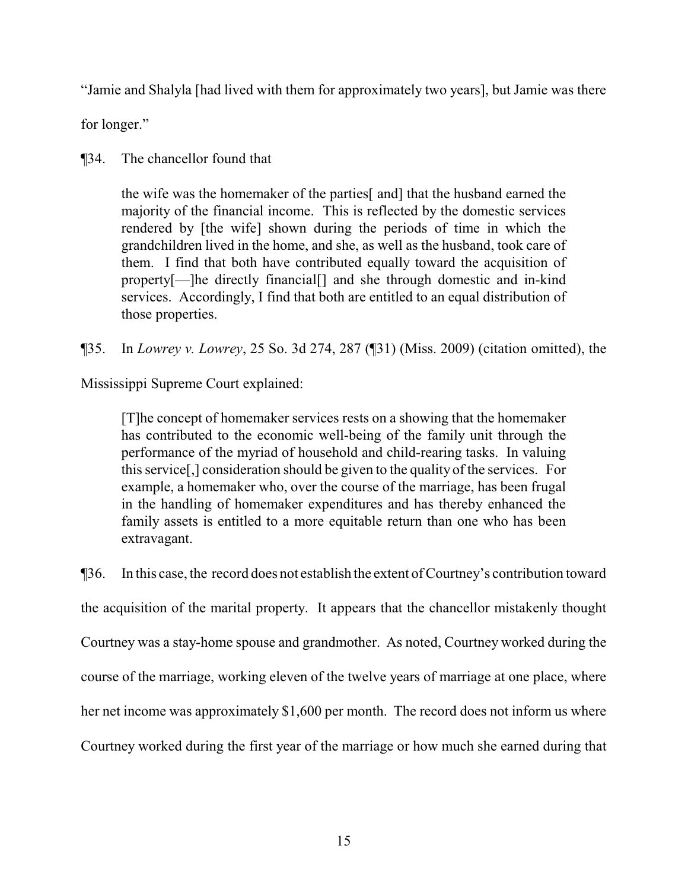"Jamie and Shalyla [had lived with them for approximately two years], but Jamie was there for longer."

¶34. The chancellor found that

> the wife was the homemaker of the parties[ and] that the husband earned the majority of the financial income. This is reflected by the domestic services rendered by [the wife] shown during the periods of time in which the grandchildren lived in the home, and she, as well as the husband, took care of them. I find that both have contributed equally toward the acquisition of property[—]he directly financial[] and she through domestic and in-kind services. Accordingly, I find that both are entitled to an equal distribution of those properties.

¶35. In *Lowrey v. Lowrey*, 25 So. 3d 274, 287 (¶31) (Miss. 2009) (citation omitted), the Mississippi Supreme Court explained:

> [T]he concept of homemaker services rests on a showing that the homemaker has contributed to the economic well-being of the family unit through the performance of the myriad of household and child-rearing tasks. In valuing this service[,] consideration should be given to the quality of the services. For example, a homemaker who, over the course of the marriage, has been frugal in the handling of homemaker expenditures and has thereby enhanced the family assets is entitled to a more equitable return than one who has been extravagant.

¶36. In this case, the record does not establish the extent of Courtney's contribution toward the acquisition of the marital property. It appears that the chancellor mistakenly thought Courtney was a stay-home spouse and grandmother. As noted, Courtney worked during the course of the marriage, working eleven of the twelve years of marriage at one place, where her net income was approximately $1,600 per month. The record does not inform us where Courtney worked during the first year of the marriage or how much she earned during that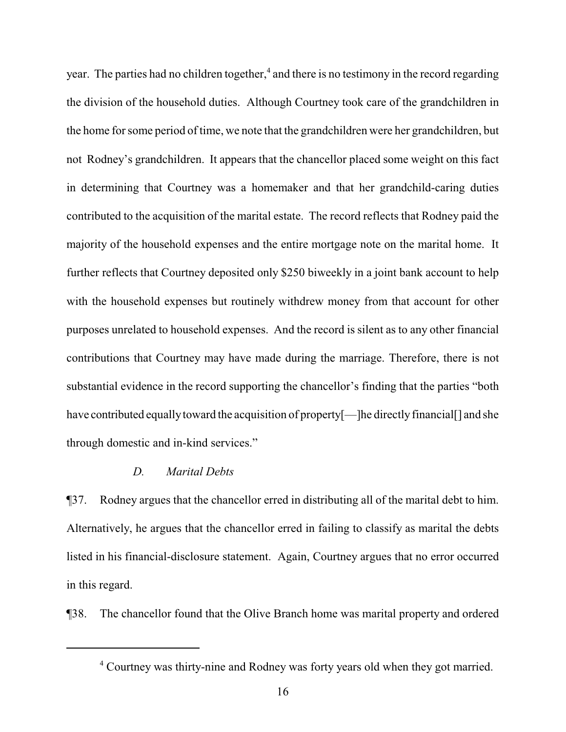year. The parties had no children together,[4] and there is no testimony in the record regarding the division of the household duties. Although Courtney took care of the grandchildren in the home for some period of time, we note that the grandchildren were her grandchildren, but not Rodney's grandchildren. It appears that the chancellor placed some weight on this fact in determining that Courtney was a homemaker and that her grandchild-caring duties contributed to the acquisition of the marital estate. The record reflects that Rodney paid the majority of the household expenses and the entire mortgage note on the marital home. It further reflects that Courtney deposited only $250 biweekly in a joint bank account to help with the household expenses but routinely withdrew money from that account for other purposes unrelated to household expenses. And the record is silent as to any other financial contributions that Courtney may have made during the marriage. Therefore, there is not substantial evidence in the record supporting the chancellor's finding that the parties "both have contributed equally toward the acquisition of property[—]he directly financial[] and she through domestic and in-kind services."

*D. Marital Debts*

¶37. Rodney argues that the chancellor erred in distributing all of the marital debt to him. Alternatively, he argues that the chancellor erred in failing to classify as marital the debts listed in his financial-disclosure statement. Again, Courtney argues that no error occurred in this regard.

¶38. The chancellor found that the Olive Branch home was marital property and ordered

[4] Courtney was thirty-nine and Rodney was forty years old when they got married.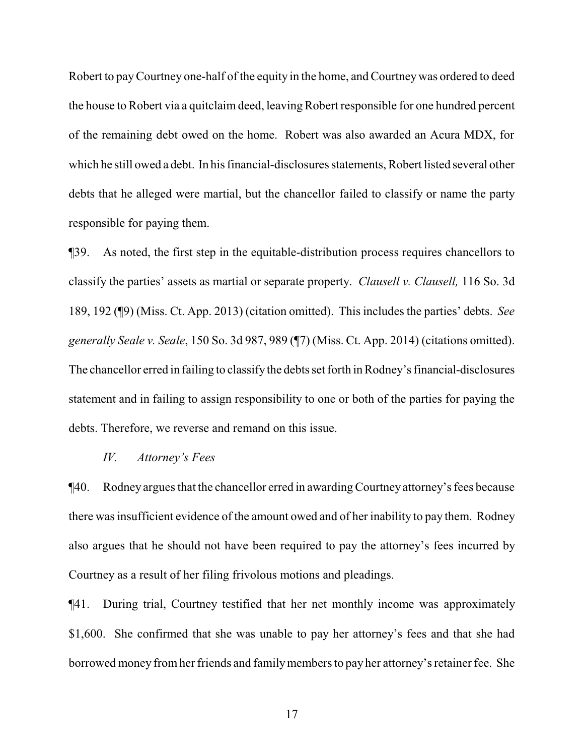Robert to pay Courtney one-half of the equity in the home, and Courtney was ordered to deed the house to Robert via a quitclaim deed, leaving Robert responsible for one hundred percent of the remaining debt owed on the home. Robert was also awarded an Acura MDX, for which he still owed a debt. In his financial-disclosures statements, Robert listed several other debts that he alleged were martial, but the chancellor failed to classify or name the party responsible for paying them.

¶39. As noted, the first step in the equitable-distribution process requires chancellors to classify the parties' assets as martial or separate property. *Clausell v. Clausell,* 116 So. 3d 189, 192 (¶9) (Miss. Ct. App. 2013) (citation omitted). This includes the parties' debts. *See generally Seale v. Seale*, 150 So. 3d 987, 989 (¶7) (Miss. Ct. App. 2014) (citations omitted). The chancellor erred in failing to classify the debts set forth in Rodney's financial-disclosures statement and in failing to assign responsibility to one or both of the parties for paying the debts. Therefore, we reverse and remand on this issue.

*IV. Attorney's Fees*

¶40. Rodney argues that the chancellor erred in awarding Courtney attorney's fees because there was insufficient evidence of the amount owed and of her inability to pay them. Rodney also argues that he should not have been required to pay the attorney's fees incurred by Courtney as a result of her filing frivolous motions and pleadings.

¶41. During trial, Courtney testified that her net monthly income was approximately $1,600. She confirmed that she was unable to pay her attorney's fees and that she had borrowed money from her friends and family members to pay her attorney's retainer fee. She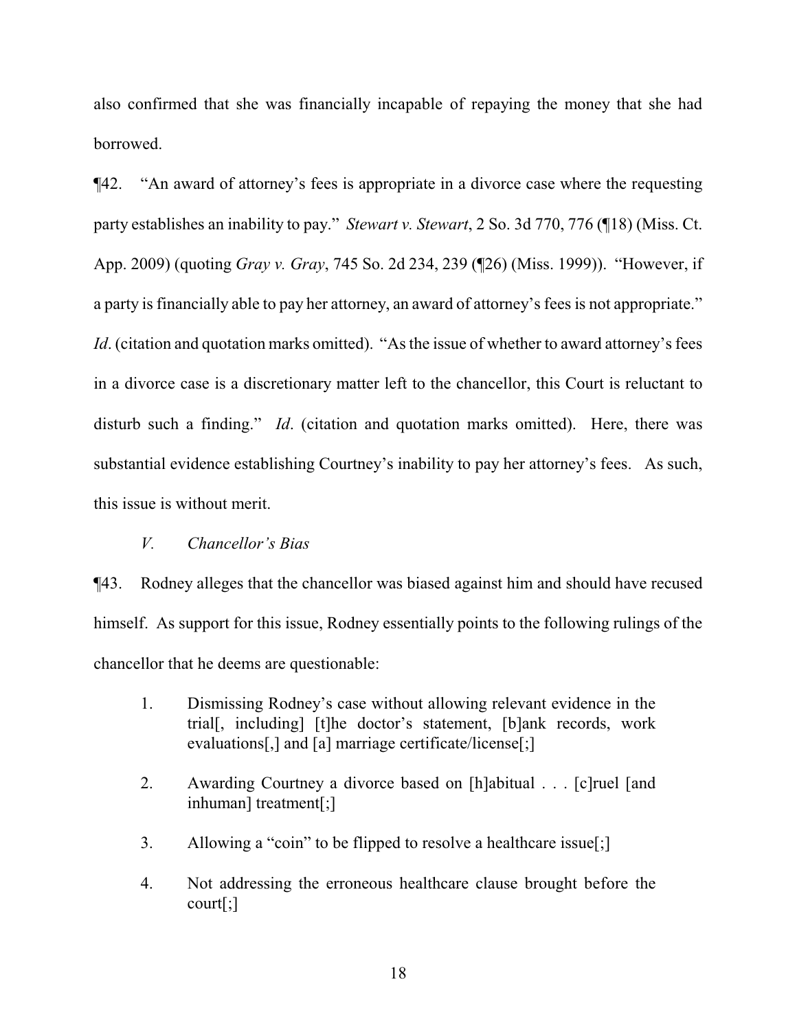also confirmed that she was financially incapable of repaying the money that she had borrowed.

¶42. "An award of attorney's fees is appropriate in a divorce case where the requesting party establishes an inability to pay." *Stewart v. Stewart*, 2 So. 3d 770, 776 (¶18) (Miss. Ct. App. 2009) (quoting *Gray v. Gray*, 745 So. 2d 234, 239 (¶26) (Miss. 1999)). "However, if a party is financially able to pay her attorney, an award of attorney's fees is not appropriate." *Id*. (citation and quotation marks omitted). "As the issue of whether to award attorney's fees in a divorce case is a discretionary matter left to the chancellor, this Court is reluctant to disturb such a finding." *Id*. (citation and quotation marks omitted). Here, there was substantial evidence establishing Courtney's inability to pay her attorney's fees. As such, this issue is without merit.

### *V. Chancellor's Bias*

¶43. Rodney alleges that the chancellor was biased against him and should have recused himself. As support for this issue, Rodney essentially points to the following rulings of the chancellor that he deems are questionable:

> 1. Dismissing Rodney's case without allowing relevant evidence in the trial[, including] [t]he doctor's statement, [b]ank records, work evaluations[,] and [a] marriage certificate/license[;]
>
> 2. Awarding Courtney a divorce based on [h]abitual . . . [c]ruel [and inhuman] treatment[;]
>
> 3. Allowing a "coin" to be flipped to resolve a healthcare issue[;]
>
> 4. Not addressing the erroneous healthcare clause brought before the court[;]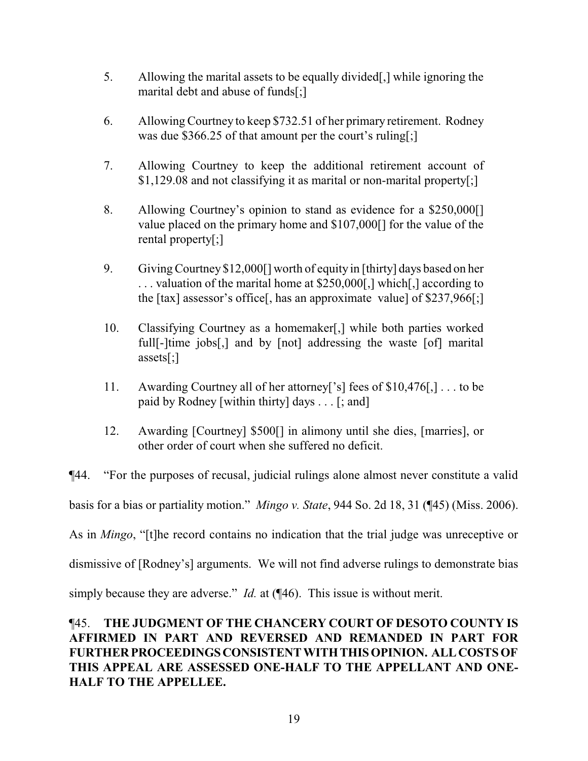5. Allowing the marital assets to be equally divided[,] while ignoring the marital debt and abuse of funds[;]

6. Allowing Courtney to keep $732.51 of her primary retirement. Rodney was due $366.25 of that amount per the court's ruling[;]

7. Allowing Courtney to keep the additional retirement account of $1,129.08 and not classifying it as marital or non-marital property[;]

8. Allowing Courtney's opinion to stand as evidence for a $250,000[] value placed on the primary home and $107,000[] for the value of the rental property[;]

9. Giving Courtney $12,000[] worth of equity in [thirty] days based on her . . . valuation of the marital home at $250,000[,] which[,] according to the [tax] assessor's office[, has an approximate value] of $237,966[;]

10. Classifying Courtney as a homemaker[,] while both parties worked full[-]time jobs[,] and by [not] addressing the waste [of] marital assets[;]

11. Awarding Courtney all of her attorney['s] fees of $10,476[,] . . . to be paid by Rodney [within thirty] days . . . [; and]

12. Awarding [Courtney] $500[] in alimony until she dies, [marries], or other order of court when she suffered no deficit.

¶44. "For the purposes of recusal, judicial rulings alone almost never constitute a valid basis for a bias or partiality motion." *Mingo v. State*, 944 So. 2d 18, 31 (¶45) (Miss. 2006). As in *Mingo*, "[t]he record contains no indication that the trial judge was unreceptive or dismissive of [Rodney's] arguments. We will not find adverse rulings to demonstrate bias simply because they are adverse." *Id.* at (¶46). This issue is without merit.

¶45. **THE JUDGMENT OF THE CHANCERY COURT OF DESOTO COUNTY IS AFFIRMED IN PART AND REVERSED AND REMANDED IN PART FOR FURTHER PROCEEDINGS CONSISTENT WITH THIS OPINION. ALL COSTS OF THIS APPEAL ARE ASSESSED ONE-HALF TO THE APPELLANT AND ONE-HALF TO THE APPELLEE.**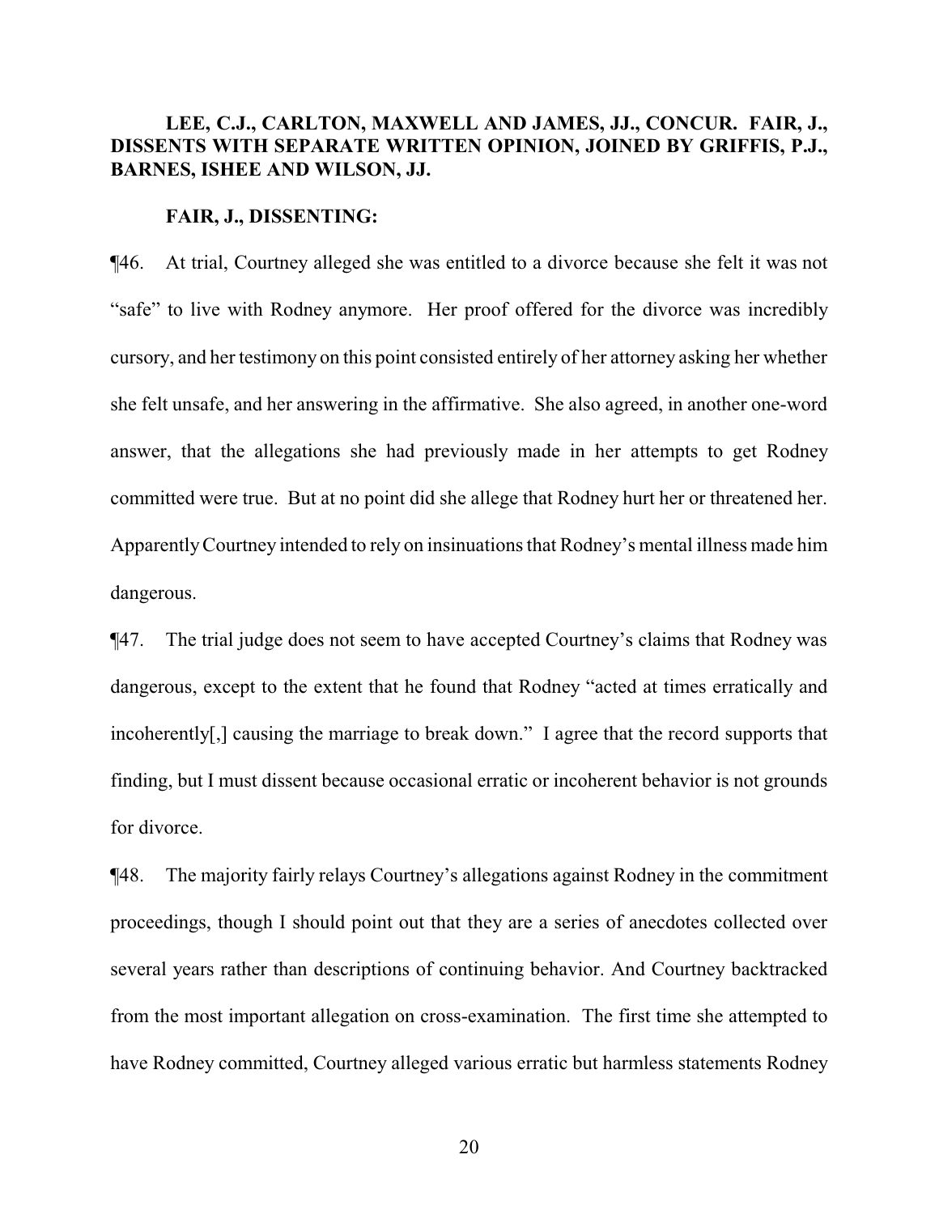**LEE, C.J., CARLTON, MAXWELL AND JAMES, JJ., CONCUR. FAIR, J., DISSENTS WITH SEPARATE WRITTEN OPINION, JOINED BY GRIFFIS, P.J., BARNES, ISHEE AND WILSON, JJ.**

**FAIR, J., DISSENTING:**

¶46. At trial, Courtney alleged she was entitled to a divorce because she felt it was not "safe" to live with Rodney anymore. Her proof offered for the divorce was incredibly cursory, and her testimony on this point consisted entirely of her attorney asking her whether she felt unsafe, and her answering in the affirmative. She also agreed, in another one-word answer, that the allegations she had previously made in her attempts to get Rodney committed were true. But at no point did she allege that Rodney hurt her or threatened her. Apparently Courtney intended to rely on insinuations that Rodney's mental illness made him dangerous.

¶47. The trial judge does not seem to have accepted Courtney's claims that Rodney was dangerous, except to the extent that he found that Rodney "acted at times erratically and incoherently[,] causing the marriage to break down." I agree that the record supports that finding, but I must dissent because occasional erratic or incoherent behavior is not grounds for divorce.

¶48. The majority fairly relays Courtney's allegations against Rodney in the commitment proceedings, though I should point out that they are a series of anecdotes collected over several years rather than descriptions of continuing behavior. And Courtney backtracked from the most important allegation on cross-examination. The first time she attempted to have Rodney committed, Courtney alleged various erratic but harmless statements Rodney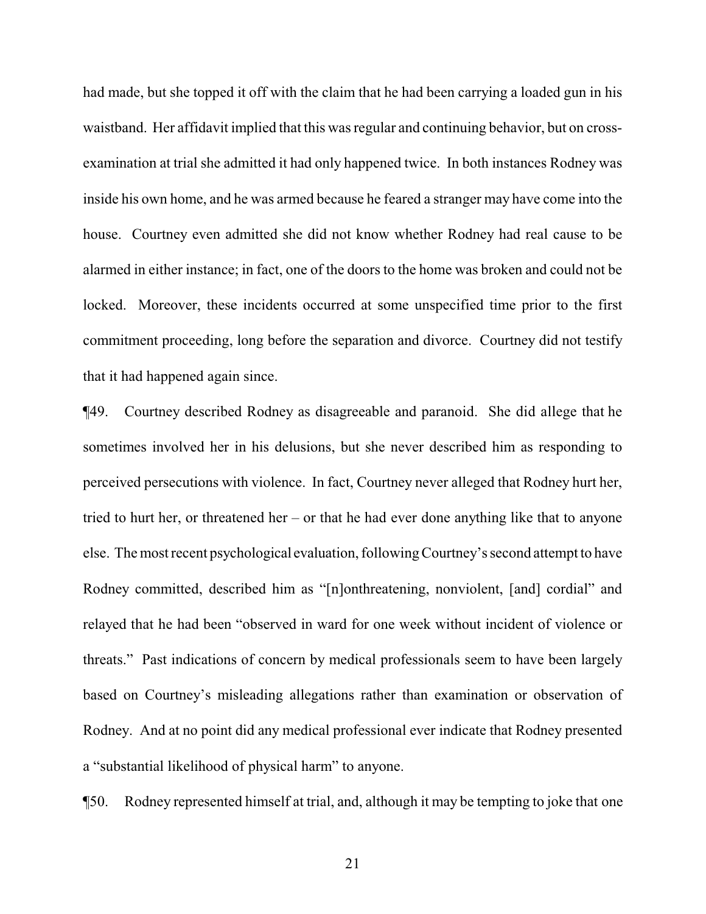had made, but she topped it off with the claim that he had been carrying a loaded gun in his waistband. Her affidavit implied that this was regular and continuing behavior, but on cross-examination at trial she admitted it had only happened twice. In both instances Rodney was inside his own home, and he was armed because he feared a stranger may have come into the house. Courtney even admitted she did not know whether Rodney had real cause to be alarmed in either instance; in fact, one of the doors to the home was broken and could not be locked. Moreover, these incidents occurred at some unspecified time prior to the first commitment proceeding, long before the separation and divorce. Courtney did not testify that it had happened again since.

¶49. Courtney described Rodney as disagreeable and paranoid. She did allege that he sometimes involved her in his delusions, but she never described him as responding to perceived persecutions with violence. In fact, Courtney never alleged that Rodney hurt her, tried to hurt her, or threatened her – or that he had ever done anything like that to anyone else. The most recent psychological evaluation, following Courtney's second attempt to have Rodney committed, described him as "[n]onthreatening, nonviolent, [and] cordial" and relayed that he had been "observed in ward for one week without incident of violence or threats." Past indications of concern by medical professionals seem to have been largely based on Courtney's misleading allegations rather than examination or observation of Rodney. And at no point did any medical professional ever indicate that Rodney presented a "substantial likelihood of physical harm" to anyone.

¶50. Rodney represented himself at trial, and, although it may be tempting to joke that one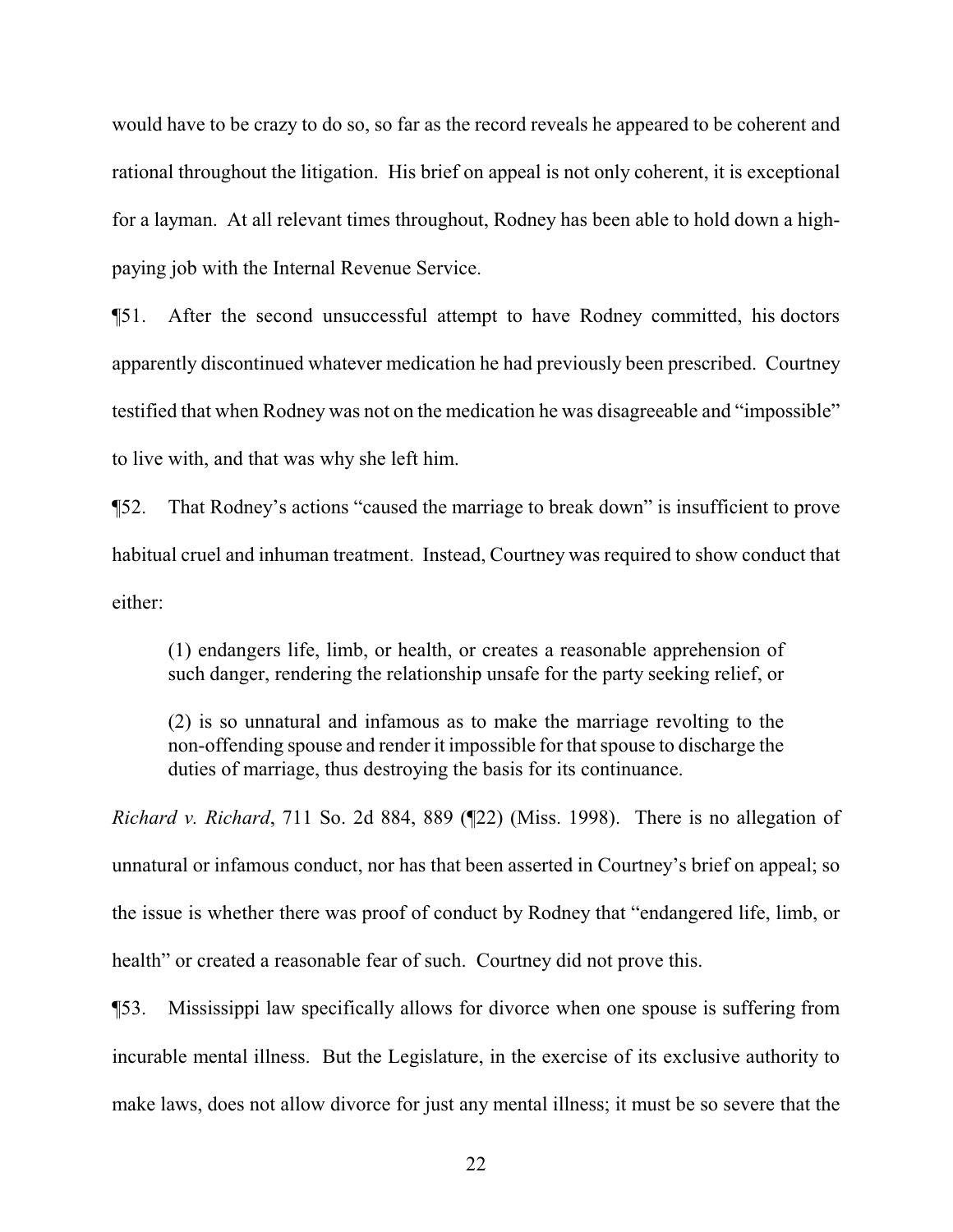would have to be crazy to do so, so far as the record reveals he appeared to be coherent and rational throughout the litigation. His brief on appeal is not only coherent, it is exceptional for a layman. At all relevant times throughout, Rodney has been able to hold down a high-paying job with the Internal Revenue Service.

¶51. After the second unsuccessful attempt to have Rodney committed, his doctors apparently discontinued whatever medication he had previously been prescribed. Courtney testified that when Rodney was not on the medication he was disagreeable and "impossible" to live with, and that was why she left him.

¶52. That Rodney's actions "caused the marriage to break down" is insufficient to prove habitual cruel and inhuman treatment. Instead, Courtney was required to show conduct that either:

> (1) endangers life, limb, or health, or creates a reasonable apprehension of such danger, rendering the relationship unsafe for the party seeking relief, or
>
> (2) is so unnatural and infamous as to make the marriage revolting to the non-offending spouse and render it impossible for that spouse to discharge the duties of marriage, thus destroying the basis for its continuance.

*Richard v. Richard*, 711 So. 2d 884, 889 (¶22) (Miss. 1998). There is no allegation of unnatural or infamous conduct, nor has that been asserted in Courtney's brief on appeal; so the issue is whether there was proof of conduct by Rodney that "endangered life, limb, or health" or created a reasonable fear of such. Courtney did not prove this.

¶53. Mississippi law specifically allows for divorce when one spouse is suffering from incurable mental illness. But the Legislature, in the exercise of its exclusive authority to make laws, does not allow divorce for just any mental illness; it must be so severe that the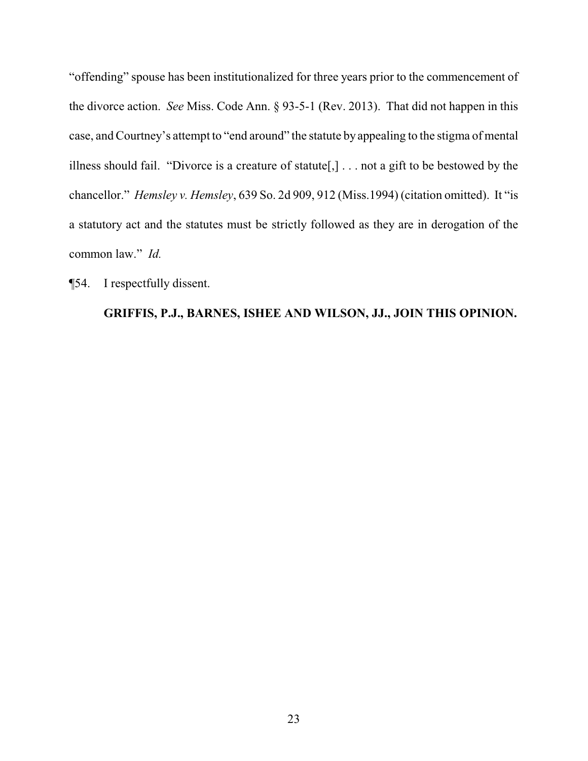"offending" spouse has been institutionalized for three years prior to the commencement of the divorce action. *See* Miss. Code Ann. § 93-5-1 (Rev. 2013). That did not happen in this case, and Courtney's attempt to "end around" the statute by appealing to the stigma of mental illness should fail. "Divorce is a creature of statute[,] . . . not a gift to be bestowed by the chancellor." *Hemsley v. Hemsley*, 639 So. 2d 909, 912 (Miss.1994) (citation omitted). It "is a statutory act and the statutes must be strictly followed as they are in derogation of the common law." *Id.*

¶54. I respectfully dissent.

**GRIFFIS, P.J., BARNES, ISHEE AND WILSON, JJ., JOIN THIS OPINION.**